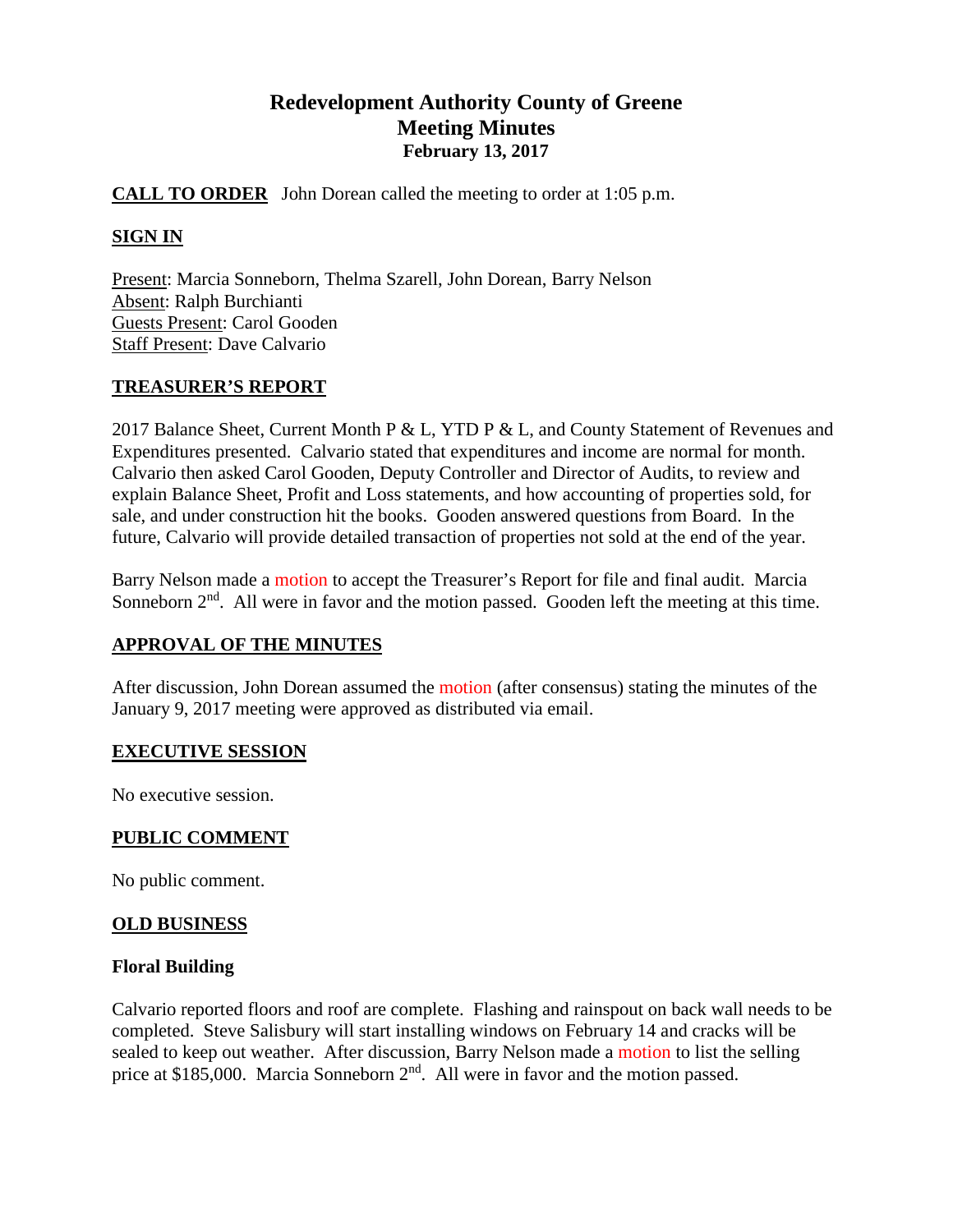# Redevelopment Authority County of Greene
## Meeting Minutes
### February 13, 2017

**CALL TO ORDER** John Dorean called the meeting to order at 1:05 p.m.

**SIGN IN**

Present: Marcia Sonneborn, Thelma Szarell, John Dorean, Barry Nelson
Absent: Ralph Burchianti
Guests Present: Carol Gooden
Staff Present: Dave Calvario

**TREASURER'S REPORT**

2017 Balance Sheet, Current Month P & L, YTD P & L, and County Statement of Revenues and Expenditures presented. Calvario stated that expenditures and income are normal for month. Calvario then asked Carol Gooden, Deputy Controller and Director of Audits, to review and explain Balance Sheet, Profit and Loss statements, and how accounting of properties sold, for sale, and under construction hit the books. Gooden answered questions from Board. In the future, Calvario will provide detailed transaction of properties not sold at the end of the year.

Barry Nelson made a motion to accept the Treasurer's Report for file and final audit. Marcia Sonneborn 2nd. All were in favor and the motion passed. Gooden left the meeting at this time.

**APPROVAL OF THE MINUTES**

After discussion, John Dorean assumed the motion (after consensus) stating the minutes of the January 9, 2017 meeting were approved as distributed via email.

**EXECUTIVE SESSION**

No executive session.

**PUBLIC COMMENT**

No public comment.

**OLD BUSINESS**

**Floral Building**

Calvario reported floors and roof are complete. Flashing and rainspout on back wall needs to be completed. Steve Salisbury will start installing windows on February 14 and cracks will be sealed to keep out weather. After discussion, Barry Nelson made a motion to list the selling price at $185,000. Marcia Sonneborn 2nd. All were in favor and the motion passed.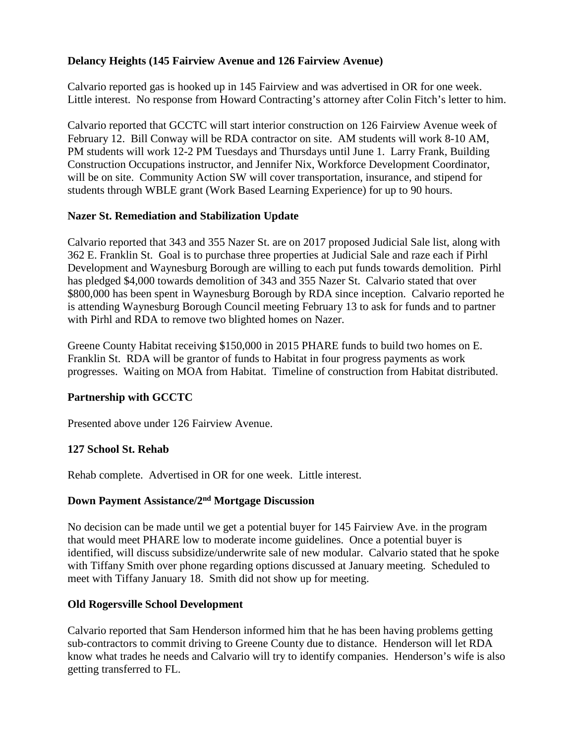**Delancy Heights (145 Fairview Avenue and 126 Fairview Avenue)**

Calvario reported gas is hooked up in 145 Fairview and was advertised in OR for one week. Little interest. No response from Howard Contracting's attorney after Colin Fitch's letter to him.

Calvario reported that GCCTC will start interior construction on 126 Fairview Avenue week of February 12. Bill Conway will be RDA contractor on site. AM students will work 8-10 AM, PM students will work 12-2 PM Tuesdays and Thursdays until June 1. Larry Frank, Building Construction Occupations instructor, and Jennifer Nix, Workforce Development Coordinator, will be on site. Community Action SW will cover transportation, insurance, and stipend for students through WBLE grant (Work Based Learning Experience) for up to 90 hours.

**Nazer St. Remediation and Stabilization Update**

Calvario reported that 343 and 355 Nazer St. are on 2017 proposed Judicial Sale list, along with 362 E. Franklin St. Goal is to purchase three properties at Judicial Sale and raze each if Pirhl Development and Waynesburg Borough are willing to each put funds towards demolition. Pirhl has pledged $4,000 towards demolition of 343 and 355 Nazer St. Calvario stated that over $800,000 has been spent in Waynesburg Borough by RDA since inception. Calvario reported he is attending Waynesburg Borough Council meeting February 13 to ask for funds and to partner with Pirhl and RDA to remove two blighted homes on Nazer.

Greene County Habitat receiving $150,000 in 2015 PHARE funds to build two homes on E. Franklin St. RDA will be grantor of funds to Habitat in four progress payments as work progresses. Waiting on MOA from Habitat. Timeline of construction from Habitat distributed.

**Partnership with GCCTC**

Presented above under 126 Fairview Avenue.

**127 School St. Rehab**

Rehab complete. Advertised in OR for one week. Little interest.

**Down Payment Assistance/2nd Mortgage Discussion**

No decision can be made until we get a potential buyer for 145 Fairview Ave. in the program that would meet PHARE low to moderate income guidelines. Once a potential buyer is identified, will discuss subsidize/underwrite sale of new modular. Calvario stated that he spoke with Tiffany Smith over phone regarding options discussed at January meeting. Scheduled to meet with Tiffany January 18. Smith did not show up for meeting.

**Old Rogersville School Development**

Calvario reported that Sam Henderson informed him that he has been having problems getting sub-contractors to commit driving to Greene County due to distance. Henderson will let RDA know what trades he needs and Calvario will try to identify companies. Henderson's wife is also getting transferred to FL.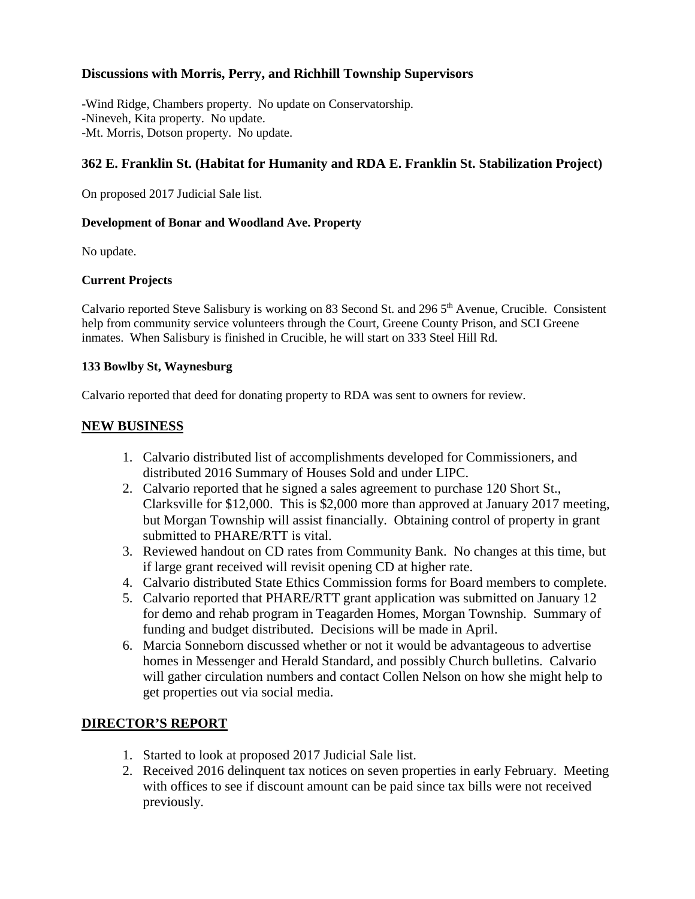### Discussions with Morris, Perry, and Richhill Township Supervisors

-Wind Ridge, Chambers property. No update on Conservatorship.
-Nineveh, Kita property. No update.
-Mt. Morris, Dotson property. No update.

### 362 E. Franklin St. (Habitat for Humanity and RDA E. Franklin St. Stabilization Project)

On proposed 2017 Judicial Sale list.

#### Development of Bonar and Woodland Ave. Property

No update.

#### Current Projects

Calvario reported Steve Salisbury is working on 83 Second St. and 296 5th Avenue, Crucible. Consistent help from community service volunteers through the Court, Greene County Prison, and SCI Greene inmates. When Salisbury is finished in Crucible, he will start on 333 Steel Hill Rd.

#### 133 Bowlby St, Waynesburg

Calvario reported that deed for donating property to RDA was sent to owners for review.

## NEW BUSINESS

1. Calvario distributed list of accomplishments developed for Commissioners, and distributed 2016 Summary of Houses Sold and under LIPC.
2. Calvario reported that he signed a sales agreement to purchase 120 Short St., Clarksville for $12,000. This is $2,000 more than approved at January 2017 meeting, but Morgan Township will assist financially. Obtaining control of property in grant submitted to PHARE/RTT is vital.
3. Reviewed handout on CD rates from Community Bank. No changes at this time, but if large grant received will revisit opening CD at higher rate.
4. Calvario distributed State Ethics Commission forms for Board members to complete.
5. Calvario reported that PHARE/RTT grant application was submitted on January 12 for demo and rehab program in Teagarden Homes, Morgan Township. Summary of funding and budget distributed. Decisions will be made in April.
6. Marcia Sonneborn discussed whether or not it would be advantageous to advertise homes in Messenger and Herald Standard, and possibly Church bulletins. Calvario will gather circulation numbers and contact Collen Nelson on how she might help to get properties out via social media.

## DIRECTOR'S REPORT

1. Started to look at proposed 2017 Judicial Sale list.
2. Received 2016 delinquent tax notices on seven properties in early February. Meeting with offices to see if discount amount can be paid since tax bills were not received previously.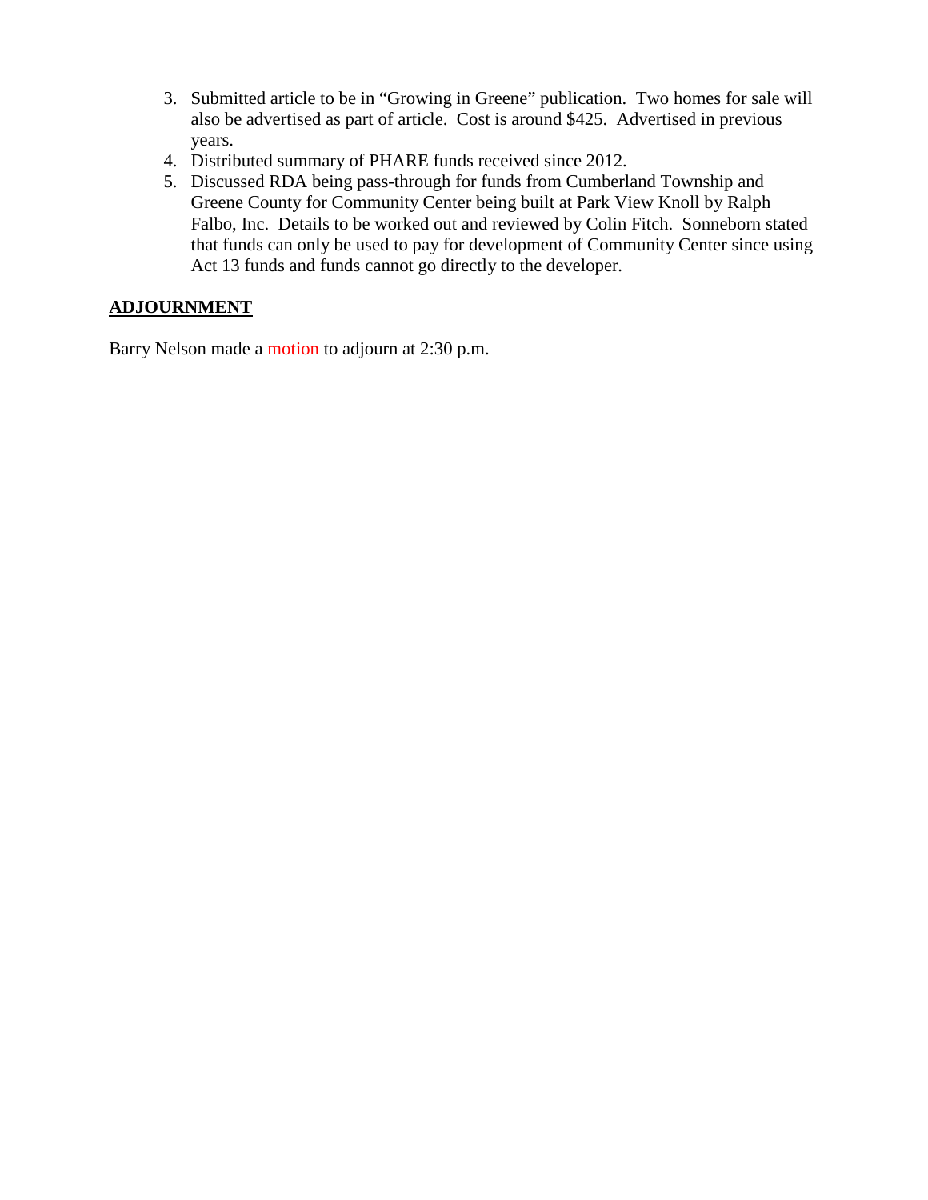3. Submitted article to be in "Growing in Greene" publication. Two homes for sale will also be advertised as part of article. Cost is around $425. Advertised in previous years.
4. Distributed summary of PHARE funds received since 2012.
5. Discussed RDA being pass-through for funds from Cumberland Township and Greene County for Community Center being built at Park View Knoll by Ralph Falbo, Inc. Details to be worked out and reviewed by Colin Fitch. Sonneborn stated that funds can only be used to pay for development of Community Center since using Act 13 funds and funds cannot go directly to the developer.

## ADJOURNMENT

Barry Nelson made a motion to adjourn at 2:30 p.m.